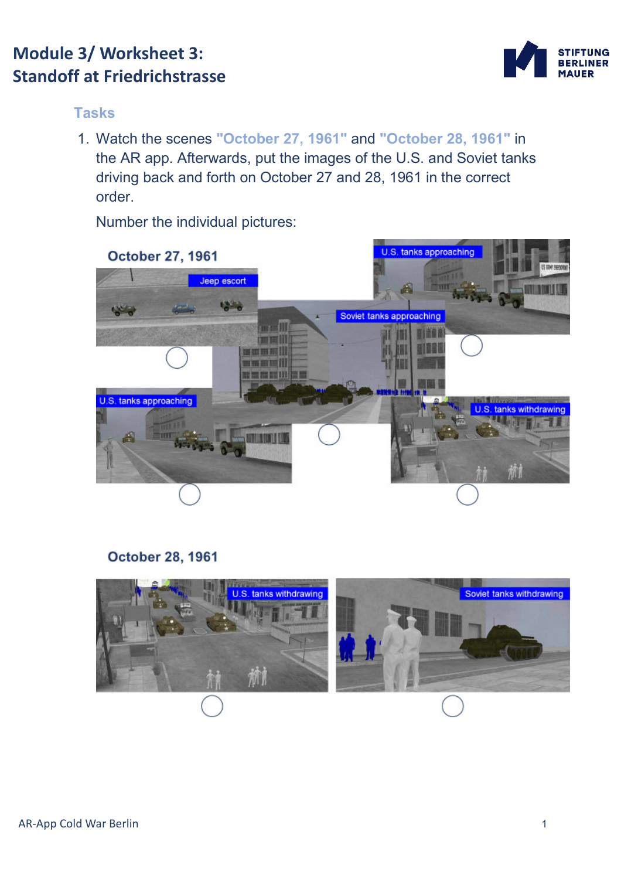# Module 3/ Worksheet 3: Standoff at Friedrichstrasse

STIFTUNG BERLINER MAUER

## Tasks

1. Watch the scenes **"October 27, 1961"** and **"October 28, 1961"** in the AR app. Afterwards, put the images of the U.S. and Soviet tanks driving back and forth on October 27 and 28, 1961 in the correct order.

   Number the individual pictures:

### October 27, 1961

Jeep escort ◯

U.S. tanks approaching ◯

Soviet tanks approaching ◯

U.S. tanks approaching ◯

U.S. tanks withdrawing ◯

### October 28, 1961

U.S. tanks withdrawing ◯

Soviet tanks withdrawing ◯

AR-App Cold War Berlin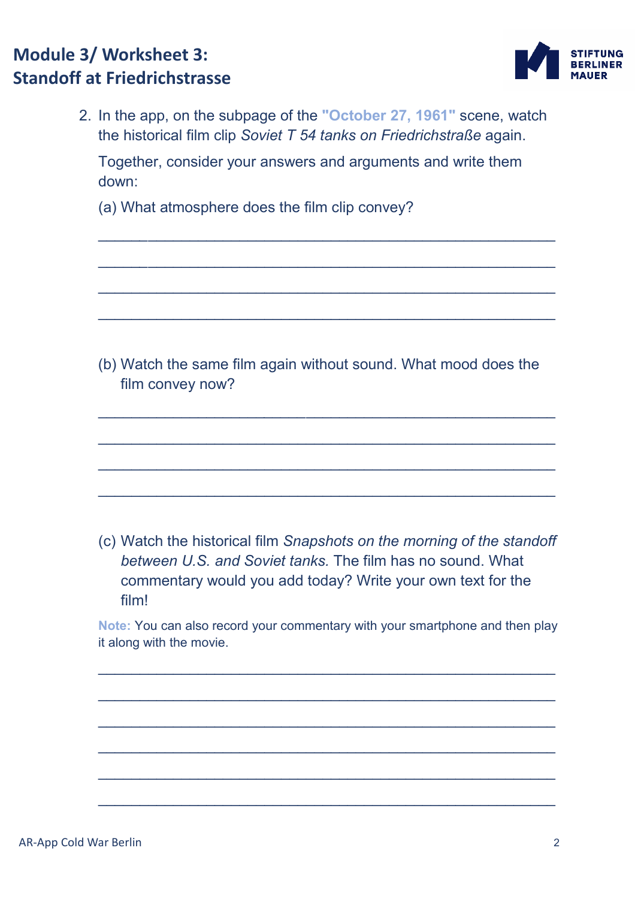# Module 3/ Worksheet 3: Standoff at Friedrichstrasse

2. In the app, on the subpage of the **"October 27, 1961"** scene, watch the historical film clip *Soviet T 54 tanks on Friedrichstraße* again.

   Together, consider your answers and arguments and write them down:

   (a) What atmosphere does the film clip convey?

   ______________________________________________________

   ______________________________________________________

   ______________________________________________________

   ______________________________________________________

   (b) Watch the same film again without sound. What mood does the film convey now?

   ______________________________________________________

   ______________________________________________________

   ______________________________________________________

   ______________________________________________________

   (c) Watch the historical film *Snapshots on the morning of the standoff between U.S. and Soviet tanks.* The film has no sound. What commentary would you add today? Write your own text for the film!

   **Note:** You can also record your commentary with your smartphone and then play it along with the movie.

   ______________________________________________________

   ______________________________________________________

   ______________________________________________________

   ______________________________________________________

   ______________________________________________________

   ______________________________________________________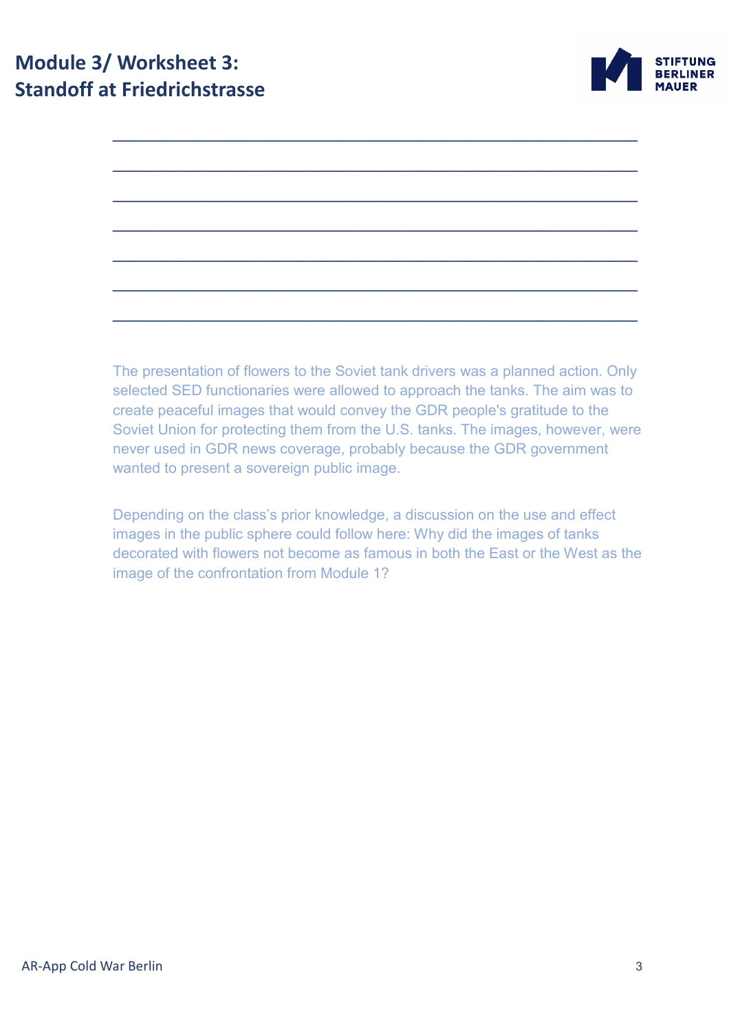# Module 3/ Worksheet 3: Standoff at Friedrichstrasse

___________________________________________________________

___________________________________________________________

___________________________________________________________

___________________________________________________________

___________________________________________________________

___________________________________________________________

___________________________________________________________

The presentation of flowers to the Soviet tank drivers was a planned action. Only selected SED functionaries were allowed to approach the tanks. The aim was to create peaceful images that would convey the GDR people's gratitude to the Soviet Union for protecting them from the U.S. tanks. The images, however, were never used in GDR news coverage, probably because the GDR government wanted to present a sovereign public image.

Depending on the class's prior knowledge, a discussion on the use and effect images in the public sphere could follow here: Why did the images of tanks decorated with flowers not become as famous in both the East or the West as the image of the confrontation from Module 1?